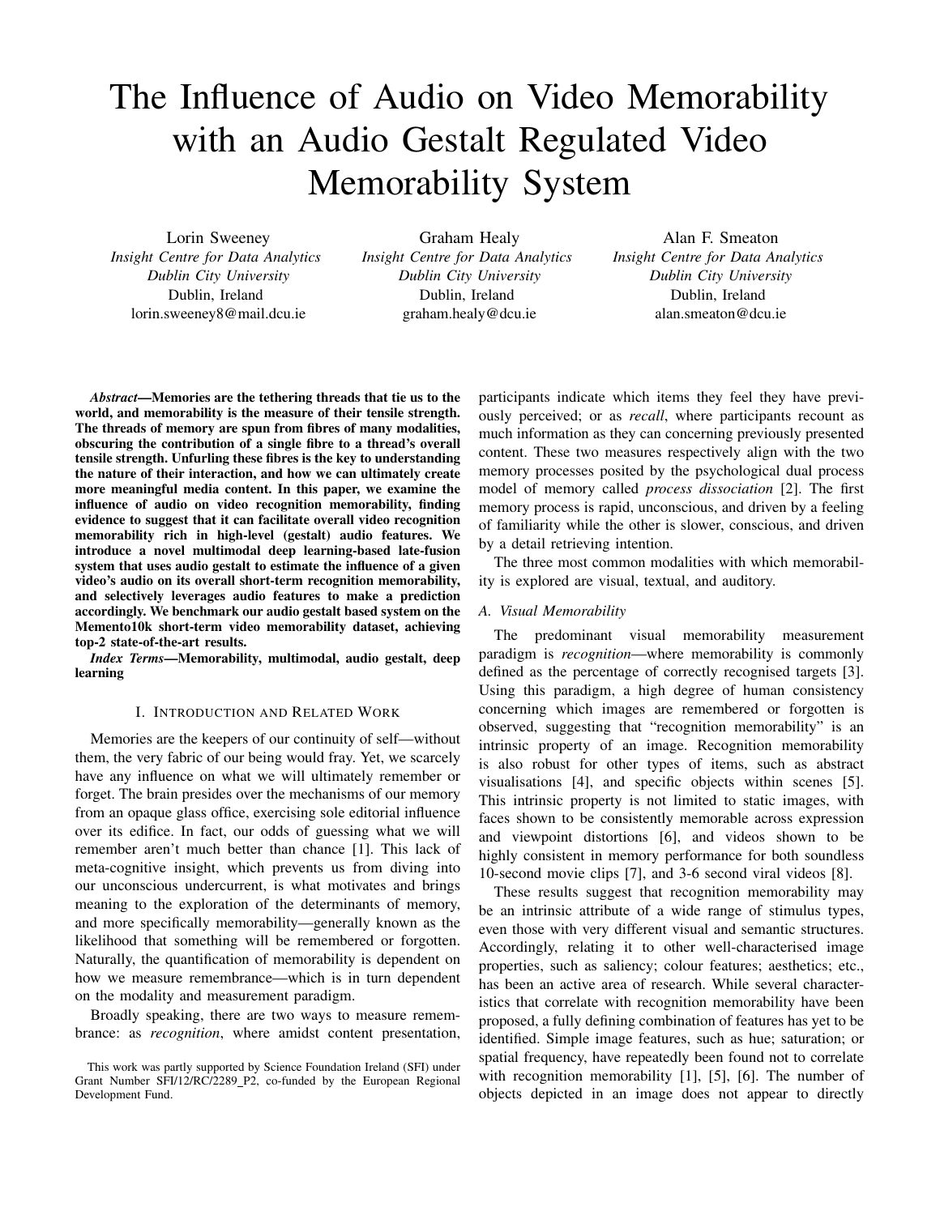# The Influence of Audio on Video Memorability with an Audio Gestalt Regulated Video Memorability System

Lorin Sweeney
*Insight Centre for Data Analytics*
*Dublin City University*
Dublin, Ireland
lorin.sweeney8@mail.dcu.ie

Graham Healy
*Insight Centre for Data Analytics*
*Dublin City University*
Dublin, Ireland
graham.healy@dcu.ie

Alan F. Smeaton
*Insight Centre for Data Analytics*
*Dublin City University*
Dublin, Ireland
alan.smeaton@dcu.ie

***Abstract*—Memories are the tethering threads that tie us to the world, and memorability is the measure of their tensile strength. The threads of memory are spun from fibres of many modalities, obscuring the contribution of a single fibre to a thread's overall tensile strength. Unfurling these fibres is the key to understanding the nature of their interaction, and how we can ultimately create more meaningful media content. In this paper, we examine the influence of audio on video recognition memorability, finding evidence to suggest that it can facilitate overall video recognition memorability rich in high-level (gestalt) audio features. We introduce a novel multimodal deep learning-based late-fusion system that uses audio gestalt to estimate the influence of a given video's audio on its overall short-term recognition memorability, and selectively leverages audio features to make a prediction accordingly. We benchmark our audio gestalt based system on the Memento10k short-term video memorability dataset, achieving top-2 state-of-the-art results.**

***Index Terms*—Memorability, multimodal, audio gestalt, deep learning**

## I. Introduction and Related Work

Memories are the keepers of our continuity of self—without them, the very fabric of our being would fray. Yet, we scarcely have any influence on what we will ultimately remember or forget. The brain presides over the mechanisms of our memory from an opaque glass office, exercising sole editorial influence over its edifice. In fact, our odds of guessing what we will remember aren't much better than chance [1]. This lack of meta-cognitive insight, which prevents us from diving into our unconscious undercurrent, is what motivates and brings meaning to the exploration of the determinants of memory, and more specifically memorability—generally known as the likelihood that something will be remembered or forgotten. Naturally, the quantification of memorability is dependent on how we measure remembrance—which is in turn dependent on the modality and measurement paradigm.

Broadly speaking, there are two ways to measure remembrance: as *recognition*, where amidst content presentation, participants indicate which items they feel they have previously perceived; or as *recall*, where participants recount as much information as they can concerning previously presented content. These two measures respectively align with the two memory processes posited by the psychological dual process model of memory called *process dissociation* [2]. The first memory process is rapid, unconscious, and driven by a feeling of familiarity while the other is slower, conscious, and driven by a detail retrieving intention.

The three most common modalities with which memorability is explored are visual, textual, and auditory.

### *A. Visual Memorability*

The predominant visual memorability measurement paradigm is *recognition*—where memorability is commonly defined as the percentage of correctly recognised targets [3]. Using this paradigm, a high degree of human consistency concerning which images are remembered or forgotten is observed, suggesting that "recognition memorability" is an intrinsic property of an image. Recognition memorability is also robust for other types of items, such as abstract visualisations [4], and specific objects within scenes [5]. This intrinsic property is not limited to static images, with faces shown to be consistently memorable across expression and viewpoint distortions [6], and videos shown to be highly consistent in memory performance for both soundless 10-second movie clips [7], and 3-6 second viral videos [8].

These results suggest that recognition memorability may be an intrinsic attribute of a wide range of stimulus types, even those with very different visual and semantic structures. Accordingly, relating it to other well-characterised image properties, such as saliency; colour features; aesthetics; etc., has been an active area of research. While several characteristics that correlate with recognition memorability have been proposed, a fully defining combination of features has yet to be identified. Simple image features, such as hue; saturation; or spatial frequency, have repeatedly been found not to correlate with recognition memorability [1], [5], [6]. The number of objects depicted in an image does not appear to directly

This work was partly supported by Science Foundation Ireland (SFI) under Grant Number SFI/12/RC/2289_P2, co-funded by the European Regional Development Fund.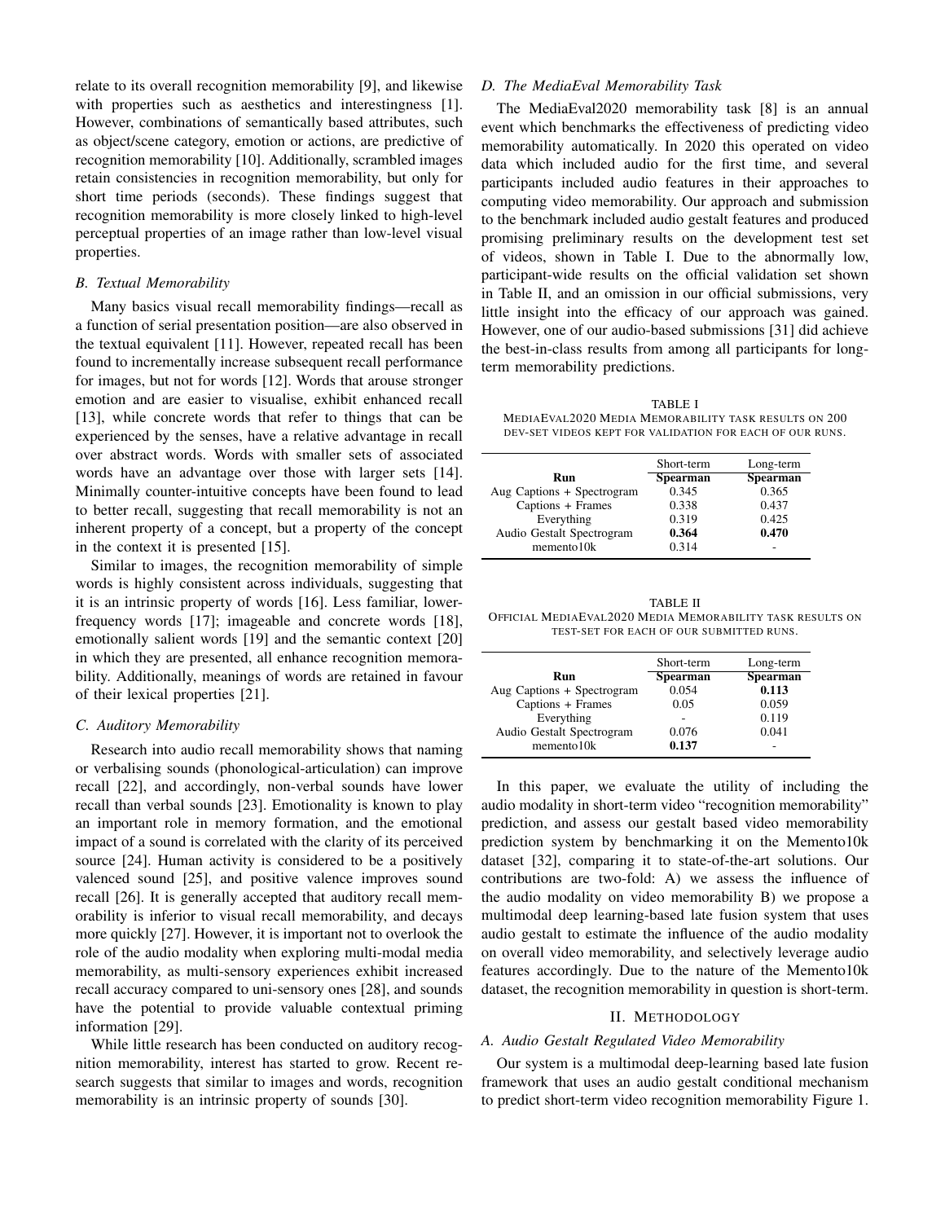relate to its overall recognition memorability [9], and likewise with properties such as aesthetics and interestingness [1]. However, combinations of semantically based attributes, such as object/scene category, emotion or actions, are predictive of recognition memorability [10]. Additionally, scrambled images retain consistencies in recognition memorability, but only for short time periods (seconds). These findings suggest that recognition memorability is more closely linked to high-level perceptual properties of an image rather than low-level visual properties.

### *B. Textual Memorability*

Many basics visual recall memorability findings—recall as a function of serial presentation position—are also observed in the textual equivalent [11]. However, repeated recall has been found to incrementally increase subsequent recall performance for images, but not for words [12]. Words that arouse stronger emotion and are easier to visualise, exhibit enhanced recall [13], while concrete words that refer to things that can be experienced by the senses, have a relative advantage in recall over abstract words. Words with smaller sets of associated words have an advantage over those with larger sets [14]. Minimally counter-intuitive concepts have been found to lead to better recall, suggesting that recall memorability is not an inherent property of a concept, but a property of the concept in the context it is presented [15].

Similar to images, the recognition memorability of simple words is highly consistent across individuals, suggesting that it is an intrinsic property of words [16]. Less familiar, lower-frequency words [17]; imageable and concrete words [18], emotionally salient words [19] and the semantic context [20] in which they are presented, all enhance recognition memorability. Additionally, meanings of words are retained in favour of their lexical properties [21].

### *C. Auditory Memorability*

Research into audio recall memorability shows that naming or verbalising sounds (phonological-articulation) can improve recall [22], and accordingly, non-verbal sounds have lower recall than verbal sounds [23]. Emotionality is known to play an important role in memory formation, and the emotional impact of a sound is correlated with the clarity of its perceived source [24]. Human activity is considered to be a positively valenced sound [25], and positive valence improves sound recall [26]. It is generally accepted that auditory recall memorability is inferior to visual recall memorability, and decays more quickly [27]. However, it is important not to overlook the role of the audio modality when exploring multi-modal media memorability, as multi-sensory experiences exhibit increased recall accuracy compared to uni-sensory ones [28], and sounds have the potential to provide valuable contextual priming information [29].

While little research has been conducted on auditory recognition memorability, interest has started to grow. Recent research suggests that similar to images and words, recognition memorability is an intrinsic property of sounds [30].

### *D. The MediaEval Memorability Task*

The MediaEval2020 memorability task [8] is an annual event which benchmarks the effectiveness of predicting video memorability automatically. In 2020 this operated on video data which included audio for the first time, and several participants included audio features in their approaches to computing video memorability. Our approach and submission to the benchmark included audio gestalt features and produced promising preliminary results on the development test set of videos, shown in Table I. Due to the abnormally low, participant-wide results on the official validation set shown in Table II, and an omission in our official submissions, very little insight into the efficacy of our approach was gained. However, one of our audio-based submissions [31] did achieve the best-in-class results from among all participants for long-term memorability predictions.

TABLE I
MEDIAEVAL2020 MEDIA MEMORABILITY TASK RESULTS ON 200 DEV-SET VIDEOS KEPT FOR VALIDATION FOR EACH OF OUR RUNS.

| Run | Short-term Spearman | Long-term Spearman |
|---|---|---|
| Aug Captions + Spectrogram | 0.345 | 0.365 |
| Captions + Frames | 0.338 | 0.437 |
| Everything | 0.319 | 0.425 |
| Audio Gestalt Spectrogram | **0.364** | **0.470** |
| memento10k | 0.314 | - |

TABLE II
OFFICIAL MEDIAEVAL2020 MEDIA MEMORABILITY TASK RESULTS ON TEST-SET FOR EACH OF OUR SUBMITTED RUNS.

| Run | Short-term Spearman | Long-term Spearman |
|---|---|---|
| Aug Captions + Spectrogram | 0.054 | **0.113** |
| Captions + Frames | 0.05 | 0.059 |
| Everything | - | 0.119 |
| Audio Gestalt Spectrogram | 0.076 | 0.041 |
| memento10k | **0.137** | - |

In this paper, we evaluate the utility of including the audio modality in short-term video "recognition memorability" prediction, and assess our gestalt based video memorability prediction system by benchmarking it on the Memento10k dataset [32], comparing it to state-of-the-art solutions. Our contributions are two-fold: A) we assess the influence of the audio modality on video memorability B) we propose a multimodal deep learning-based late fusion system that uses audio gestalt to estimate the influence of the audio modality on overall video memorability, and selectively leverage audio features accordingly. Due to the nature of the Memento10k dataset, the recognition memorability in question is short-term.

## II. METHODOLOGY

### *A. Audio Gestalt Regulated Video Memorability*

Our system is a multimodal deep-learning based late fusion framework that uses an audio gestalt conditional mechanism to predict short-term video recognition memorability Figure 1.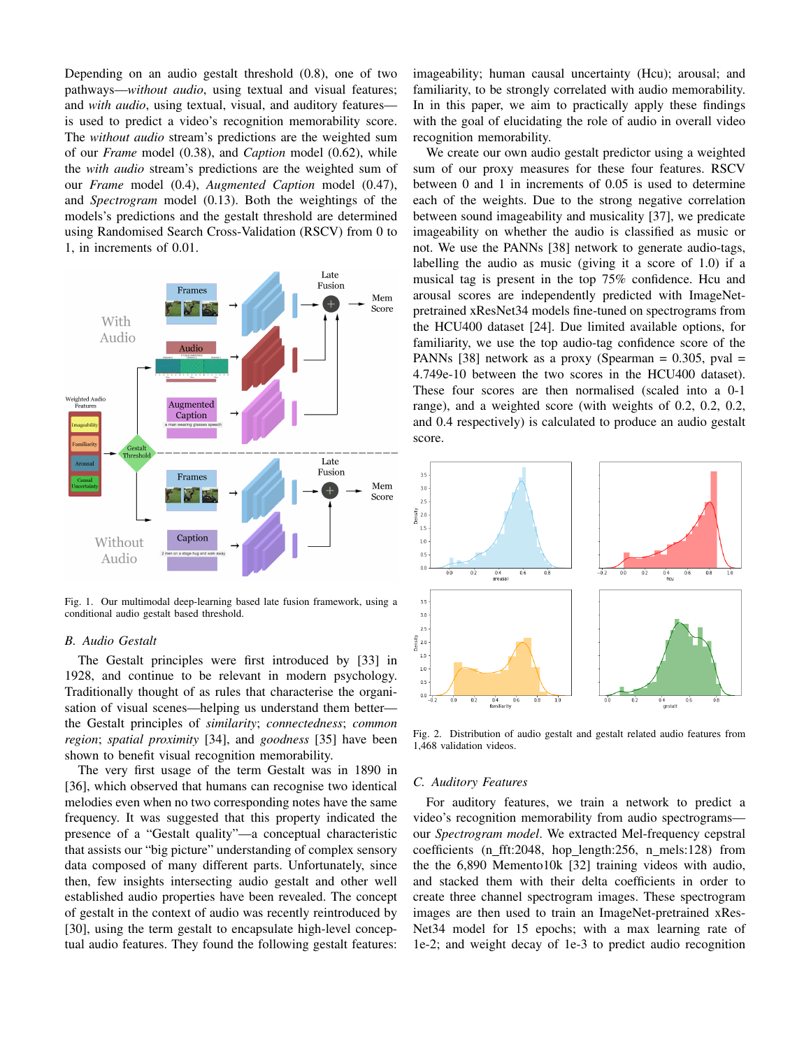Depending on an audio gestalt threshold (0.8), one of two pathways—*without audio*, using textual and visual features; and *with audio*, using textual, visual, and auditory features—is used to predict a video's recognition memorability score. The *without audio* stream's predictions are the weighted sum of our *Frame* model (0.38), and *Caption* model (0.62), while the *with audio* stream's predictions are the weighted sum of our *Frame* model (0.4), *Augmented Caption* model (0.47), and *Spectrogram* model (0.13). Both the weightings of the models's predictions and the gestalt threshold are determined using Randomised Search Cross-Validation (RSCV) from 0 to 1, in increments of 0.01.

Fig. 1. Our multimodal deep-learning based late fusion framework, using a conditional audio gestalt based threshold.

### B. Audio Gestalt

The Gestalt principles were first introduced by [33] in 1928, and continue to be relevant in modern psychology. Traditionally thought of as rules that characterise the organisation of visual scenes—helping us understand them better—the Gestalt principles of *similarity*; *connectedness*; *common region*; *spatial proximity* [34], and *goodness* [35] have been shown to benefit visual recognition memorability.

The very first usage of the term Gestalt was in 1890 in [36], which observed that humans can recognise two identical melodies even when no two corresponding notes have the same frequency. It was suggested that this property indicated the presence of a "Gestalt quality"—a conceptual characteristic that assists our "big picture" understanding of complex sensory data composed of many different parts. Unfortunately, since then, few insights intersecting audio gestalt and other well established audio properties have been revealed. The concept of gestalt in the context of audio was recently reintroduced by [30], using the term gestalt to encapsulate high-level conceptual audio features. They found the following gestalt features: imageability; human causal uncertainty (Hcu); arousal; and familiarity, to be strongly correlated with audio memorability. In in this paper, we aim to practically apply these findings with the goal of elucidating the role of audio in overall video recognition memorability.

We create our own audio gestalt predictor using a weighted sum of our proxy measures for these four features. RSCV between 0 and 1 in increments of 0.05 is used to determine each of the weights. Due to the strong negative correlation between sound imageability and musicality [37], we predicate imageability on whether the audio is classified as music or not. We use the PANNs [38] network to generate audio-tags, labelling the audio as music (giving it a score of 1.0) if a musical tag is present in the top 75% confidence. Hcu and arousal scores are independently predicted with ImageNet-pretrained xResNet34 models fine-tuned on spectrograms from the HCU400 dataset [24]. Due limited available options, for familiarity, we use the top audio-tag confidence score of the PANNs [38] network as a proxy (Spearman = 0.305, pval = 4.749e-10 between the two scores in the HCU400 dataset). These four scores are then normalised (scaled into a 0-1 range), and a weighted score (with weights of 0.2, 0.2, 0.2, and 0.4 respectively) is calculated to produce an audio gestalt score.

Fig. 2. Distribution of audio gestalt and gestalt related audio features from 1,468 validation videos.

### C. Auditory Features

For auditory features, we train a network to predict a video's recognition memorability from audio spectrograms—our *Spectrogram model*. We extracted Mel-frequency cepstral coefficients (n_fft:2048, hop_length:256, n_mels:128) from the the 6,890 Memento10k [32] training videos with audio, and stacked them with their delta coefficients in order to create three channel spectrogram images. These spectrogram images are then used to train an ImageNet-pretrained xResNet34 model for 15 epochs; with a max learning rate of 1e-2; and weight decay of 1e-3 to predict audio recognition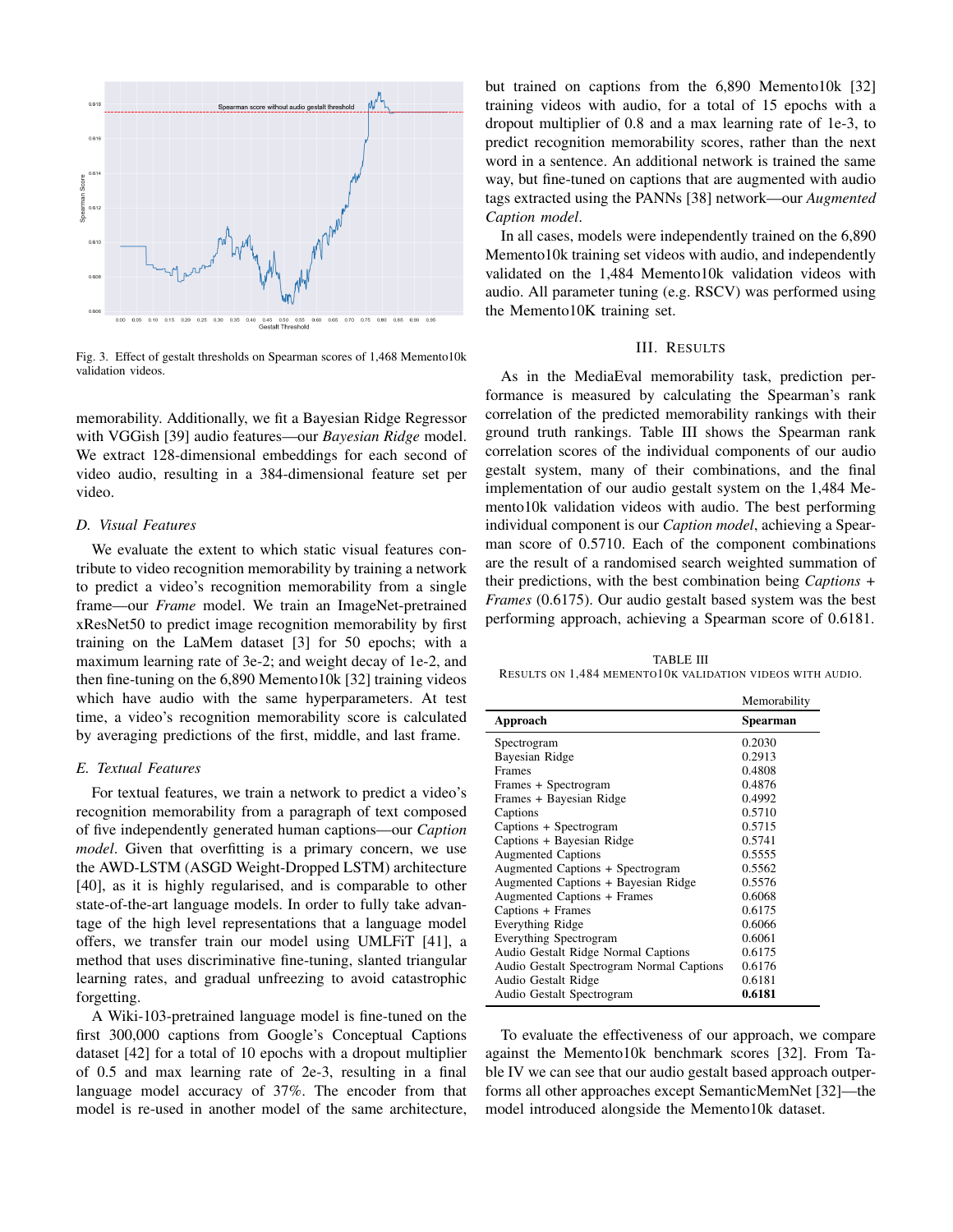Fig. 3. Effect of gestalt thresholds on Spearman scores of 1,468 Memento10k validation videos.

memorability. Additionally, we fit a Bayesian Ridge Regressor with VGGish [39] audio features—our *Bayesian Ridge* model. We extract 128-dimensional embeddings for each second of video audio, resulting in a 384-dimensional feature set per video.

### D. Visual Features

We evaluate the extent to which static visual features contribute to video recognition memorability by training a network to predict a video's recognition memorability from a single frame—our *Frame* model. We train an ImageNet-pretrained xResNet50 to predict image recognition memorability by first training on the LaMem dataset [3] for 50 epochs; with a maximum learning rate of 3e-2; and weight decay of 1e-2, and then fine-tuning on the 6,890 Memento10k [32] training videos which have audio with the same hyperparameters. At test time, a video's recognition memorability score is calculated by averaging predictions of the first, middle, and last frame.

### E. Textual Features

For textual features, we train a network to predict a video's recognition memorability from a paragraph of text composed of five independently generated human captions—our *Caption model*. Given that overfitting is a primary concern, we use the AWD-LSTM (ASGD Weight-Dropped LSTM) architecture [40], as it is highly regularised, and is comparable to other state-of-the-art language models. In order to fully take advantage of the high level representations that a language model offers, we transfer train our model using UMLFiT [41], a method that uses discriminative fine-tuning, slanted triangular learning rates, and gradual unfreezing to avoid catastrophic forgetting.

A Wiki-103-pretrained language model is fine-tuned on the first 300,000 captions from Google's Conceptual Captions dataset [42] for a total of 10 epochs with a dropout multiplier of 0.5 and max learning rate of 2e-3, resulting in a final language model accuracy of 37%. The encoder from that model is re-used in another model of the same architecture, but trained on captions from the 6,890 Memento10k [32] training videos with audio, for a total of 15 epochs with a dropout multiplier of 0.8 and a max learning rate of 1e-3, to predict recognition memorability scores, rather than the next word in a sentence. An additional network is trained the same way, but fine-tuned on captions that are augmented with audio tags extracted using the PANNs [38] network—our *Augmented Caption model*.

In all cases, models were independently trained on the 6,890 Memento10k training set videos with audio, and independently validated on the 1,484 Memento10k validation videos with audio. All parameter tuning (e.g. RSCV) was performed using the Memento10K training set.

## III. Results

As in the MediaEval memorability task, prediction performance is measured by calculating the Spearman's rank correlation of the predicted memorability rankings with their ground truth rankings. Table III shows the Spearman rank correlation scores of the individual components of our audio gestalt system, many of their combinations, and the final implementation of our audio gestalt system on the 1,484 Memento10k validation videos with audio. The best performing individual component is our *Caption model*, achieving a Spearman score of 0.5710. Each of the component combinations are the result of a randomised search weighted summation of their predictions, with the best combination being *Captions + Frames* (0.6175). Our audio gestalt based system was the best performing approach, achieving a Spearman score of 0.6181.

TABLE III
RESULTS ON 1,484 MEMENTO10K VALIDATION VIDEOS WITH AUDIO.

| | Memorability |
|---|---|
| **Approach** | **Spearman** |
| Spectrogram | 0.2030 |
| Bayesian Ridge | 0.2913 |
| Frames | 0.4808 |
| Frames + Spectrogram | 0.4876 |
| Frames + Bayesian Ridge | 0.4992 |
| Captions | 0.5710 |
| Captions + Spectrogram | 0.5715 |
| Captions + Bayesian Ridge | 0.5741 |
| Augmented Captions | 0.5555 |
| Augmented Captions + Spectrogram | 0.5562 |
| Augmented Captions + Bayesian Ridge | 0.5576 |
| Augmented Captions + Frames | 0.6068 |
| Captions + Frames | 0.6175 |
| Everything Ridge | 0.6066 |
| Everything Spectrogram | 0.6061 |
| Audio Gestalt Ridge Normal Captions | 0.6175 |
| Audio Gestalt Spectrogram Normal Captions | 0.6176 |
| Audio Gestalt Ridge | 0.6181 |
| Audio Gestalt Spectrogram | **0.6181** |

To evaluate the effectiveness of our approach, we compare against the Memento10k benchmark scores [32]. From Table IV we can see that our audio gestalt based approach outperforms all other approaches except SemanticMemNet [32]—the model introduced alongside the Memento10k dataset.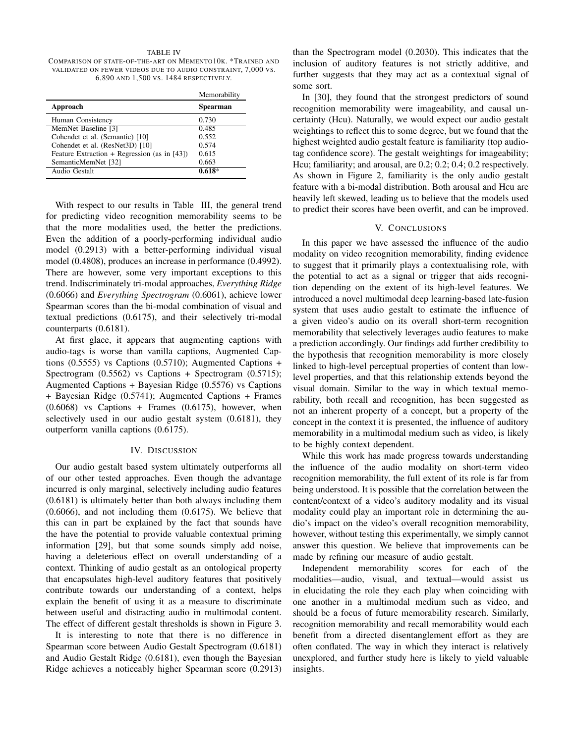TABLE IV
COMPARISON OF STATE-OF-THE-ART ON MEMENTO10K. *TRAINED AND VALIDATED ON FEWER VIDEOS DUE TO AUDIO CONSTRAINT, 7,000 VS. 6,890 AND 1,500 VS. 1484 RESPECTIVELY.

| | Memorability |
|---|---|
| **Approach** | **Spearman** |
| Human Consistency | 0.730 |
| MemNet Baseline [3] | 0.485 |
| Cohendet et al. (Semantic) [10] | 0.552 |
| Cohendet et al. (ResNet3D) [10] | 0.574 |
| Feature Extraction + Regression (as in [43]) | 0.615 |
| SemanticMemNet [32] | 0.663 |
| Audio Gestalt | **0.618*** |

With respect to our results in Table III, the general trend for predicting video recognition memorability seems to be that the more modalities used, the better the predictions. Even the addition of a poorly-performing individual audio model (0.2913) with a better-performing individual visual model (0.4808), produces an increase in performance (0.4992). There are however, some very important exceptions to this trend. Indiscriminately tri-modal approaches, *Everything Ridge* (0.6066) and *Everything Spectrogram* (0.6061), achieve lower Spearman scores than the bi-modal combination of visual and textual predictions (0.6175), and their selectively tri-modal counterparts (0.6181).

At first glace, it appears that augmenting captions with audio-tags is worse than vanilla captions, Augmented Captions (0.5555) vs Captions (0.5710); Augmented Captions + Spectrogram (0.5562) vs Captions + Spectrogram (0.5715); Augmented Captions + Bayesian Ridge (0.5576) vs Captions + Bayesian Ridge (0.5741); Augmented Captions + Frames (0.6068) vs Captions + Frames (0.6175), however, when selectively used in our audio gestalt system (0.6181), they outperform vanilla captions (0.6175).

## IV. DISCUSSION

Our audio gestalt based system ultimately outperforms all of our other tested approaches. Even though the advantage incurred is only marginal, selectively including audio features (0.6181) is ultimately better than both always including them (0.6066), and not including them (0.6175). We believe that this can in part be explained by the fact that sounds have the have the potential to provide valuable contextual priming information [29], but that some sounds simply add noise, having a deleterious effect on overall understanding of a context. Thinking of audio gestalt as an ontological property that encapsulates high-level auditory features that positively contribute towards our understanding of a context, helps explain the benefit of using it as a measure to discriminate between useful and distracting audio in multimodal content. The effect of different gestalt thresholds is shown in Figure 3.

It is interesting to note that there is no difference in Spearman score between Audio Gestalt Spectrogram (0.6181) and Audio Gestalt Ridge (0.6181), even though the Bayesian Ridge achieves a noticeably higher Spearman score (0.2913) than the Spectrogram model (0.2030). This indicates that the inclusion of auditory features is not strictly additive, and further suggests that they may act as a contextual signal of some sort.

In [30], they found that the strongest predictors of sound recognition memorability were imageability, and causal uncertainty (Hcu). Naturally, we would expect our audio gestalt weightings to reflect this to some degree, but we found that the highest weighted audio gestalt feature is familiarity (top audio-tag confidence score). The gestalt weightings for imageability; Hcu; familiarity; and arousal, are 0.2; 0.2; 0.4; 0.2 respectively. As shown in Figure 2, familiarity is the only audio gestalt feature with a bi-modal distribution. Both arousal and Hcu are heavily left skewed, leading us to believe that the models used to predict their scores have been overfit, and can be improved.

## V. CONCLUSIONS

In this paper we have assessed the influence of the audio modality on video recognition memorability, finding evidence to suggest that it primarily plays a contextualising role, with the potential to act as a signal or trigger that aids recognition depending on the extent of its high-level features. We introduced a novel multimodal deep learning-based late-fusion system that uses audio gestalt to estimate the influence of a given video's audio on its overall short-term recognition memorability that selectively leverages audio features to make a prediction accordingly. Our findings add further credibility to the hypothesis that recognition memorability is more closely linked to high-level perceptual properties of content than low-level properties, and that this relationship extends beyond the visual domain. Similar to the way in which textual memorability, both recall and recognition, has been suggested as not an inherent property of a concept, but a property of the concept in the context it is presented, the influence of auditory memorability in a multimodal medium such as video, is likely to be highly context dependent.

While this work has made progress towards understanding the influence of the audio modality on short-term video recognition memorability, the full extent of its role is far from being understood. It is possible that the correlation between the content/context of a video's auditory modality and its visual modality could play an important role in determining the audio's impact on the video's overall recognition memorability, however, without testing this experimentally, we simply cannot answer this question. We believe that improvements can be made by refining our measure of audio gestalt.

Independent memorability scores for each of the modalities—audio, visual, and textual—would assist us in elucidating the role they each play when coinciding with one another in a multimodal medium such as video, and should be a focus of future memorability research. Similarly, recognition memorability and recall memorability would each benefit from a directed disentanglement effort as they are often conflated. The way in which they interact is relatively unexplored, and further study here is likely to yield valuable insights.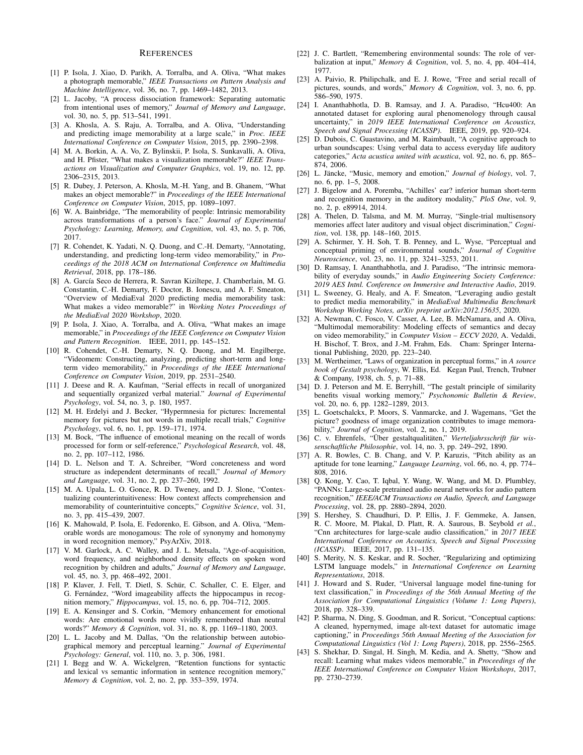## References

[1] P. Isola, J. Xiao, D. Parikh, A. Torralba, and A. Oliva, "What makes a photograph memorable," *IEEE Transactions on Pattern Analysis and Machine Intelligence*, vol. 36, no. 7, pp. 1469–1482, 2013.

[2] L. Jacoby, "A process dissociation framework: Separating automatic from intentional uses of memory," *Journal of Memory and Language*, vol. 30, no. 5, pp. 513–541, 1991.

[3] A. Khosla, A. S. Raju, A. Torralba, and A. Oliva, "Understanding and predicting image memorability at a large scale," in *Proc. IEEE International Conference on Computer Vision*, 2015, pp. 2390–2398.

[4] M. A. Borkin, A. A. Vo, Z. Bylinskii, P. Isola, S. Sunkavalli, A. Oliva, and H. Pfister, "What makes a visualization memorable?" *IEEE Transactions on Visualization and Computer Graphics*, vol. 19, no. 12, pp. 2306–2315, 2013.

[5] R. Dubey, J. Peterson, A. Khosla, M.-H. Yang, and B. Ghanem, "What makes an object memorable?" in *Proceedings of the IEEE International Conference on Computer Vision*, 2015, pp. 1089–1097.

[6] W. A. Bainbridge, "The memorability of people: Intrinsic memorability across transformations of a person's face." *Journal of Experimental Psychology: Learning, Memory, and Cognition*, vol. 43, no. 5, p. 706, 2017.

[7] R. Cohendet, K. Yadati, N. Q. Duong, and C.-H. Demarty, "Annotating, understanding, and predicting long-term video memorability," in *Proceedings of the 2018 ACM on International Conference on Multimedia Retrieval*, 2018, pp. 178–186.

[8] A. García Seco de Herrera, R. Savran Kiziltepe, J. Chamberlain, M. G. Constantin, C.-H. Demarty, F. Doctor, B. Ionescu, and A. F. Smeaton, "Overview of MediaEval 2020 predicting media memorability task: What makes a video memorable?" in *Working Notes Proceedings of the MediaEval 2020 Workshop*, 2020.

[9] P. Isola, J. Xiao, A. Torralba, and A. Oliva, "What makes an image memorable," in *Proceedings of the IEEE Conference on Computer Vision and Pattern Recognition*. IEEE, 2011, pp. 145–152.

[10] R. Cohendet, C.-H. Demarty, N. Q. Duong, and M. Engilberge, "Videomem: Constructing, analyzing, predicting short-term and long-term video memorability," in *Proceedings of the IEEE International Conference on Computer Vision*, 2019, pp. 2531–2540.

[11] J. Deese and R. A. Kaufman, "Serial effects in recall of unorganized and sequentially organized verbal material." *Journal of Experimental Psychology*, vol. 54, no. 3, p. 180, 1957.

[12] M. H. Erdelyi and J. Becker, "Hypermnesia for pictures: Incremental memory for pictures but not words in multiple recall trials," *Cognitive Psychology*, vol. 6, no. 1, pp. 159–171, 1974.

[13] M. Bock, "The influence of emotional meaning on the recall of words processed for form or self-reference," *Psychological Research*, vol. 48, no. 2, pp. 107–112, 1986.

[14] D. L. Nelson and T. A. Schreiber, "Word concreteness and word structure as independent determinants of recall," *Journal of Memory and Language*, vol. 31, no. 2, pp. 237–260, 1992.

[15] M. A. Upala, L. O. Gonce, R. D. Tweney, and D. J. Slone, "Contextualizing counterintuitiveness: How context affects comprehension and memorability of counterintuitive concepts," *Cognitive Science*, vol. 31, no. 3, pp. 415–439, 2007.

[16] K. Mahowald, P. Isola, E. Fedorenko, E. Gibson, and A. Oliva, "Memorable words are monogamous: The role of synonymy and homonymy in word recognition memory," PsyArXiv, 2018.

[17] V. M. Garlock, A. C. Walley, and J. L. Metsala, "Age-of-acquisition, word frequency, and neighborhood density effects on spoken word recognition by children and adults," *Journal of Memory and Language*, vol. 45, no. 3, pp. 468–492, 2001.

[18] P. Klaver, J. Fell, T. Dietl, S. Schür, C. Schaller, C. E. Elger, and G. Fernández, "Word imageability affects the hippocampus in recognition memory," *Hippocampus*, vol. 15, no. 6, pp. 704–712, 2005.

[19] E. A. Kensinger and S. Corkin, "Memory enhancement for emotional words: Are emotional words more vividly remembered than neutral words?" *Memory & Cognition*, vol. 31, no. 8, pp. 1169–1180, 2003.

[20] L. L. Jacoby and M. Dallas, "On the relationship between autobiographical memory and perceptual learning." *Journal of Experimental Psychology: General*, vol. 110, no. 3, p. 306, 1981.

[21] I. Begg and W. A. Wickelgren, "Retention functions for syntactic and lexical vs semantic information in sentence recognition memory," *Memory & Cognition*, vol. 2, no. 2, pp. 353–359, 1974.

[22] J. C. Bartlett, "Remembering environmental sounds: The role of verbalization at input," *Memory & Cognition*, vol. 5, no. 4, pp. 404–414, 1977.

[23] A. Paivio, R. Philipchalk, and E. J. Rowe, "Free and serial recall of pictures, sounds, and words," *Memory & Cognition*, vol. 3, no. 6, pp. 586–590, 1975.

[24] I. Ananthabhotla, D. B. Ramsay, and J. A. Paradiso, "Hcu400: An annotated dataset for exploring aural phenomenology through causal uncertainty," in *2019 IEEE International Conference on Acoustics, Speech and Signal Processing (ICASSP)*. IEEE, 2019, pp. 920–924.

[25] D. Dubois, C. Guastavino, and M. Raimbault, "A cognitive approach to urban soundscapes: Using verbal data to access everyday life auditory categories," *Acta acustica united with acustica*, vol. 92, no. 6, pp. 865–874, 2006.

[26] L. Jäncke, "Music, memory and emotion," *Journal of biology*, vol. 7, no. 6, pp. 1–5, 2008.

[27] J. Bigelow and A. Poremba, "Achilles' ear? inferior human short-term and recognition memory in the auditory modality," *PloS One*, vol. 9, no. 2, p. e89914, 2014.

[28] A. Thelen, D. Talsma, and M. M. Murray, "Single-trial multisensory memories affect later auditory and visual object discrimination," *Cognition*, vol. 138, pp. 148–160, 2015.

[29] A. Schirmer, Y. H. Soh, T. B. Penney, and L. Wyse, "Perceptual and conceptual priming of environmental sounds," *Journal of Cognitive Neuroscience*, vol. 23, no. 11, pp. 3241–3253, 2011.

[30] D. Ramsay, I. Ananthabhotla, and J. Paradiso, "The intrinsic memorability of everyday sounds," in *Audio Engineering Society Conference: 2019 AES Intnl. Conference on Immersive and Interactive Audio*, 2019.

[31] L. Sweeney, G. Healy, and A. F. Smeaton, "Leveraging audio gestalt to predict media memorability," in *MediaEval Multimedia Benchmark Workshop Working Notes, arXiv preprint arXiv:2012.15635*, 2020.

[32] A. Newman, C. Fosco, V. Casser, A. Lee, B. McNamara, and A. Oliva, "Multimodal memorability: Modeling effects of semantics and decay on video memorability," in *Computer Vision – ECCV 2020*, A. Vedaldi, H. Bischof, T. Brox, and J.-M. Frahm, Eds. Cham: Springer International Publishing, 2020, pp. 223–240.

[33] M. Wertheimer, "Laws of organization in perceptual forms," in *A source book of Gestalt psychology*, W. Ellis, Ed. Kegan Paul, Trench, Trubner & Company, 1938, ch. 5, p. 71–88.

[34] D. J. Peterson and M. E. Berryhill, "The gestalt principle of similarity benefits visual working memory," *Psychonomic Bulletin & Review*, vol. 20, no. 6, pp. 1282–1289, 2013.

[35] L. Goetschalckx, P. Moors, S. Vanmarcke, and J. Wagemans, "Get the picture? goodness of image organization contributes to image memorability," *Journal of Cognition*, vol. 2, no. 1, 2019.

[36] C. v. Ehrenfels, "Über gestaltqualitäten," *Vierteljahrsschrift für wissenschaftliche Philosophie*, vol. 14, no. 3, pp. 249–292, 1890.

[37] A. R. Bowles, C. B. Chang, and V. P. Karuzis, "Pitch ability as an aptitude for tone learning," *Language Learning*, vol. 66, no. 4, pp. 774–808, 2016.

[38] Q. Kong, Y. Cao, T. Iqbal, Y. Wang, W. Wang, and M. D. Plumbley, "PANNs: Large-scale pretrained audio neural networks for audio pattern recognition," *IEEE/ACM Transactions on Audio, Speech, and Language Processing*, vol. 28, pp. 2880–2894, 2020.

[39] S. Hershey, S. Chaudhuri, D. P. Ellis, J. F. Gemmeke, A. Jansen, R. C. Moore, M. Plakal, D. Platt, R. A. Saurous, B. Seybold *et al.*, "Cnn architectures for large-scale audio classification," in *2017 IEEE International Conference on Acoustics, Speech and Signal Processing (ICASSP)*. IEEE, 2017, pp. 131–135.

[40] S. Merity, N. S. Keskar, and R. Socher, "Regularizing and optimizing LSTM language models," in *International Conference on Learning Representations*, 2018.

[41] J. Howard and S. Ruder, "Universal language model fine-tuning for text classification," in *Proceedings of the 56th Annual Meeting of the Association for Computational Linguistics (Volume 1: Long Papers)*, 2018, pp. 328–339.

[42] P. Sharma, N. Ding, S. Goodman, and R. Soricut, "Conceptual captions: A cleaned, hypernymed, image alt-text dataset for automatic image captioning," in *Proceedings 56th Annual Meeting of the Association for Computational Linguistics (Vol 1: Long Papers)*, 2018, pp. 2556–2565.

[43] S. Shekhar, D. Singal, H. Singh, M. Kedia, and A. Shetty, "Show and recall: Learning what makes videos memorable," in *Proceedings of the IEEE International Conference on Computer Vision Workshops*, 2017, pp. 2730–2739.